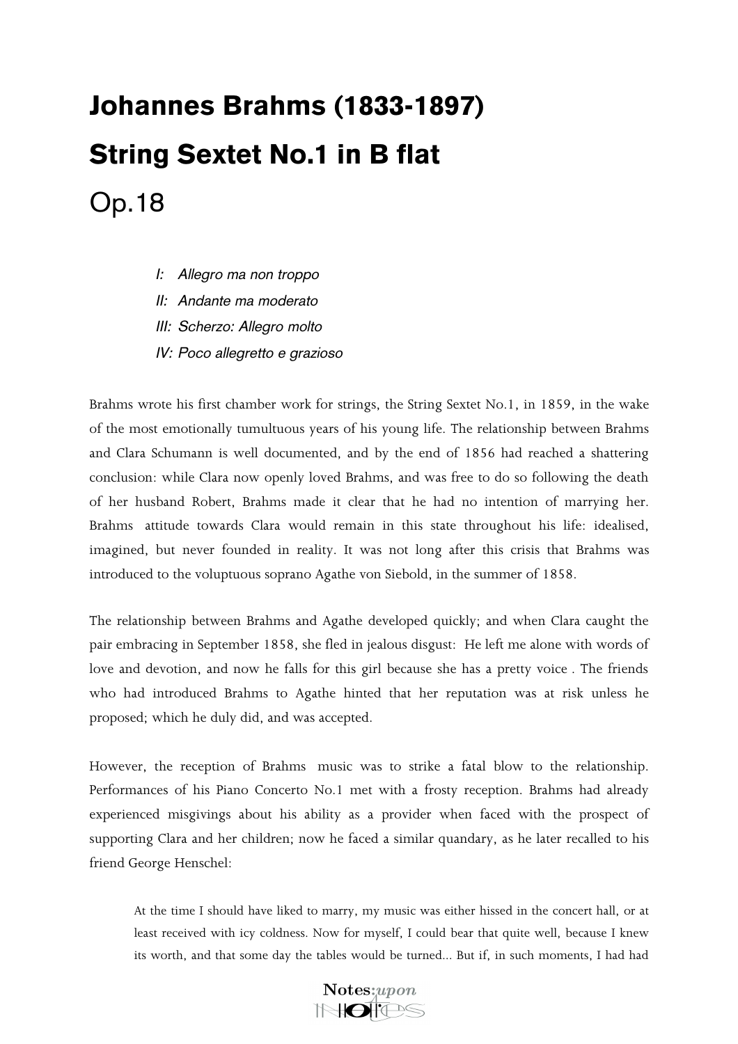# Johannes Brahms (1833-1897)

# String Sextet No.1 in B flat

## Op.18

*I: Allegro ma non troppo*

*II: Andante ma moderato*

*III: Scherzo: Allegro molto*

*IV: Poco allegretto e grazioso*

Brahms wrote his first chamber work for strings, the String Sextet No.1, in 1859, in the wake of the most emotionally tumultuous years of his young life. The relationship between Brahms and Clara Schumann is well documented, and by the end of 1856 had reached a shattering conclusion: while Clara now openly loved Brahms, and was free to do so following the death of her husband Robert, Brahms made it clear that he had no intention of marrying her. Brahms attitude towards Clara would remain in this state throughout his life: idealised, imagined, but never founded in reality. It was not long after this crisis that Brahms was introduced to the voluptuous soprano Agathe von Siebold, in the summer of 1858.

The relationship between Brahms and Agathe developed quickly; and when Clara caught the pair embracing in September 1858, she fled in jealous disgust: He left me alone with words of love and devotion, and now he falls for this girl because she has a pretty voice . The friends who had introduced Brahms to Agathe hinted that her reputation was at risk unless he proposed; which he duly did, and was accepted.

However, the reception of Brahms music was to strike a fatal blow to the relationship. Performances of his Piano Concerto No.1 met with a frosty reception. Brahms had already experienced misgivings about his ability as a provider when faced with the prospect of supporting Clara and her children; now he faced a similar quandary, as he later recalled to his friend George Henschel:

> At the time I should have liked to marry, my music was either hissed in the concert hall, or at least received with icy coldness. Now for myself, I could bear that quite well, because I knew its worth, and that some day the tables would be turned... But if, in such moments, I had had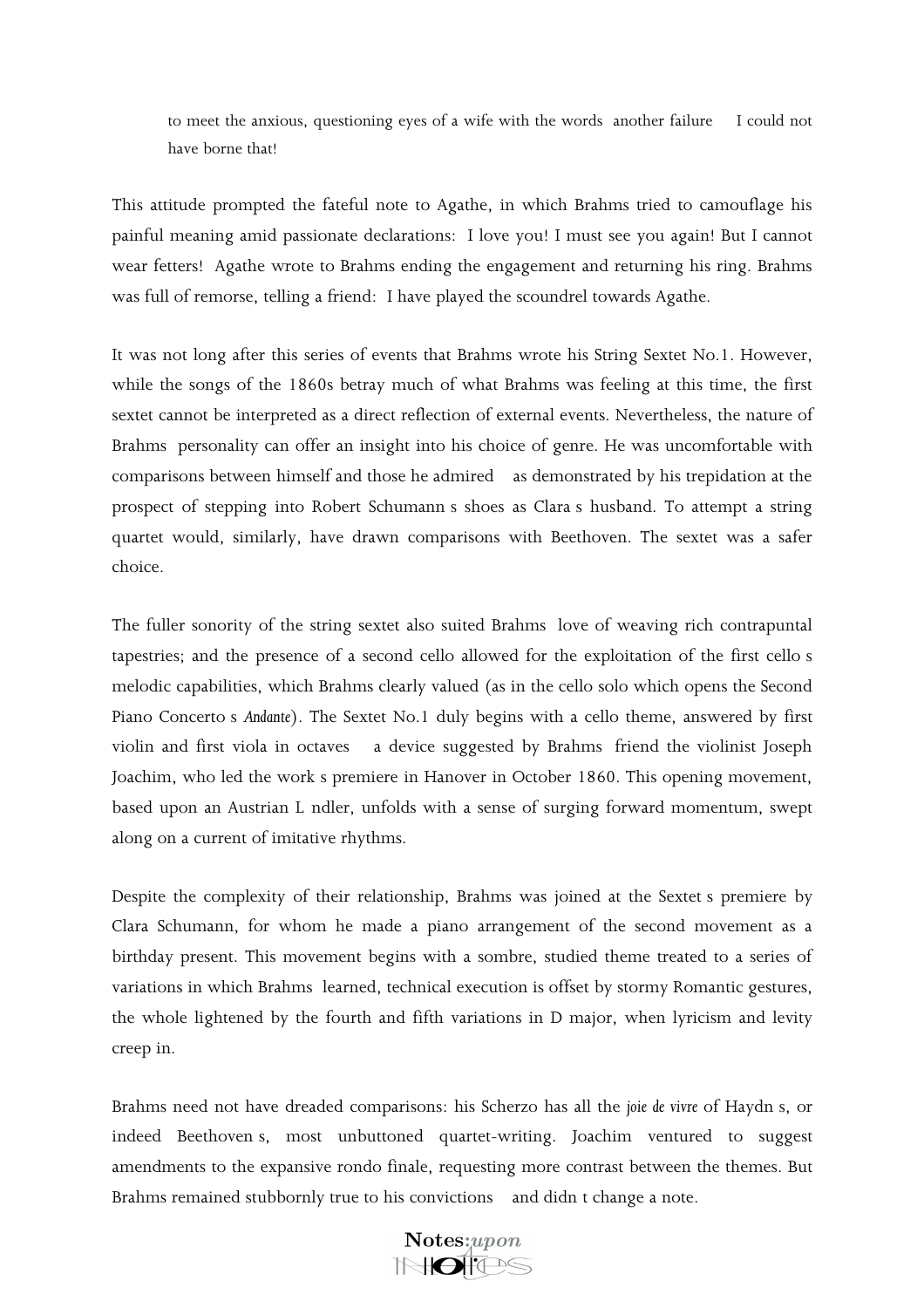> to meet the anxious, questioning eyes of a wife with the words another failure I could not have borne that!

This attitude prompted the fateful note to Agathe, in which Brahms tried to camouflage his painful meaning amid passionate declarations: I love you! I must see you again! But I cannot wear fetters! Agathe wrote to Brahms ending the engagement and returning his ring. Brahms was full of remorse, telling a friend: I have played the scoundrel towards Agathe.

It was not long after this series of events that Brahms wrote his String Sextet No.1. However, while the songs of the 1860s betray much of what Brahms was feeling at this time, the first sextet cannot be interpreted as a direct reflection of external events. Nevertheless, the nature of Brahms personality can offer an insight into his choice of genre. He was uncomfortable with comparisons between himself and those he admired as demonstrated by his trepidation at the prospect of stepping into Robert Schumann s shoes as Clara s husband. To attempt a string quartet would, similarly, have drawn comparisons with Beethoven. The sextet was a safer choice.

The fuller sonority of the string sextet also suited Brahms love of weaving rich contrapuntal tapestries; and the presence of a second cello allowed for the exploitation of the first cello s melodic capabilities, which Brahms clearly valued (as in the cello solo which opens the Second Piano Concerto s *Andante*). The Sextet No.1 duly begins with a cello theme, answered by first violin and first viola in octaves a device suggested by Brahms friend the violinist Joseph Joachim, who led the work s premiere in Hanover in October 1860. This opening movement, based upon an Austrian L ndler, unfolds with a sense of surging forward momentum, swept along on a current of imitative rhythms.

Despite the complexity of their relationship, Brahms was joined at the Sextet s premiere by Clara Schumann, for whom he made a piano arrangement of the second movement as a birthday present. This movement begins with a sombre, studied theme treated to a series of variations in which Brahms learned, technical execution is offset by stormy Romantic gestures, the whole lightened by the fourth and fifth variations in D major, when lyricism and levity creep in.

Brahms need not have dreaded comparisons: his Scherzo has all the *joie de vivre* of Haydn s, or indeed Beethoven s, most unbuttoned quartet-writing. Joachim ventured to suggest amendments to the expansive rondo finale, requesting more contrast between the themes. But Brahms remained stubbornly true to his convictions and didn t change a note.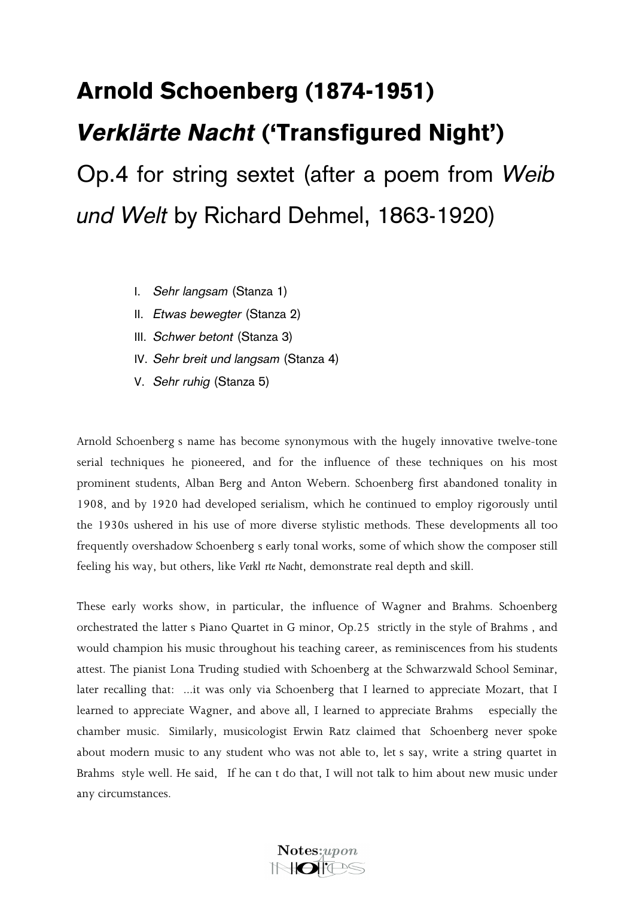# Arnold Schoenberg (1874-1951)

# *Verklärte Nacht* ('Transfigured Night')

## Op.4 for string sextet (after a poem from *Weib und Welt* by Richard Dehmel, 1863-1920)

I. *Sehr langsam* (Stanza 1)
II. *Etwas bewegter* (Stanza 2)
III. *Schwer betont* (Stanza 3)
IV. *Sehr breit und langsam* (Stanza 4)
V. *Sehr ruhig* (Stanza 5)

Arnold Schoenberg s name has become synonymous with the hugely innovative twelve-tone serial techniques he pioneered, and for the influence of these techniques on his most prominent students, Alban Berg and Anton Webern. Schoenberg first abandoned tonality in 1908, and by 1920 had developed serialism, which he continued to employ rigorously until the 1930s ushered in his use of more diverse stylistic methods. These developments all too frequently overshadow Schoenberg s early tonal works, some of which show the composer still feeling his way, but others, like *Verkl rte Nacht*, demonstrate real depth and skill.

These early works show, in particular, the influence of Wagner and Brahms. Schoenberg orchestrated the latter s Piano Quartet in G minor, Op.25 strictly in the style of Brahms , and would champion his music throughout his teaching career, as reminiscences from his students attest. The pianist Lona Truding studied with Schoenberg at the Schwarzwald School Seminar, later recalling that: ...it was only via Schoenberg that I learned to appreciate Mozart, that I learned to appreciate Wagner, and above all, I learned to appreciate Brahms especially the chamber music. Similarly, musicologist Erwin Ratz claimed that Schoenberg never spoke about modern music to any student who was not able to, let s say, write a string quartet in Brahms style well. He said, If he can t do that, I will not talk to him about new music under any circumstances.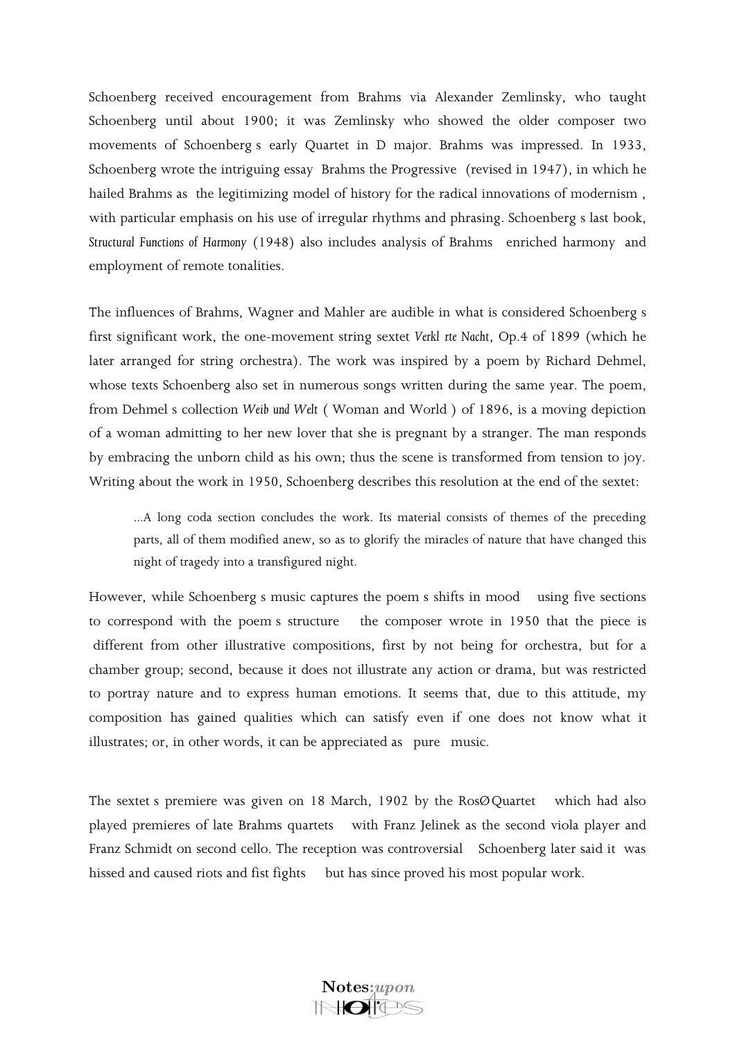Schoenberg received encouragement from Brahms via Alexander Zemlinsky, who taught Schoenberg until about 1900; it was Zemlinsky who showed the older composer two movements of Schoenberg s early Quartet in D major. Brahms was impressed. In 1933, Schoenberg wrote the intriguing essay Brahms the Progressive (revised in 1947), in which he hailed Brahms as the legitimizing model of history for the radical innovations of modernism , with particular emphasis on his use of irregular rhythms and phrasing. Schoenberg s last book, *Structural Functions of Harmony* (1948) also includes analysis of Brahms enriched harmony and employment of remote tonalities.

The influences of Brahms, Wagner and Mahler are audible in what is considered Schoenberg s first significant work, the one-movement string sextet *Verkl rte Nacht*, Op.4 of 1899 (which he later arranged for string orchestra). The work was inspired by a poem by Richard Dehmel, whose texts Schoenberg also set in numerous songs written during the same year. The poem, from Dehmel s collection *Weib und Welt* ( Woman and World ) of 1896, is a moving depiction of a woman admitting to her new lover that she is pregnant by a stranger. The man responds by embracing the unborn child as his own; thus the scene is transformed from tension to joy. Writing about the work in 1950, Schoenberg describes this resolution at the end of the sextet:

> ...A long coda section concludes the work. Its material consists of themes of the preceding parts, all of them modified anew, so as to glorify the miracles of nature that have changed this night of tragedy into a transfigured night.

However, while Schoenberg s music captures the poem s shifts in mood using five sections to correspond with the poem s structure the composer wrote in 1950 that the piece is different from other illustrative compositions, first by not being for orchestra, but for a chamber group; second, because it does not illustrate any action or drama, but was restricted to portray nature and to express human emotions. It seems that, due to this attitude, my composition has gained qualities which can satisfy even if one does not know what it illustrates; or, in other words, it can be appreciated as pure music.

The sextet s premiere was given on 18 March, 1902 by the RosØ Quartet which had also played premieres of late Brahms quartets with Franz Jelinek as the second viola player and Franz Schmidt on second cello. The reception was controversial Schoenberg later said it was hissed and caused riots and fist fights but has since proved his most popular work.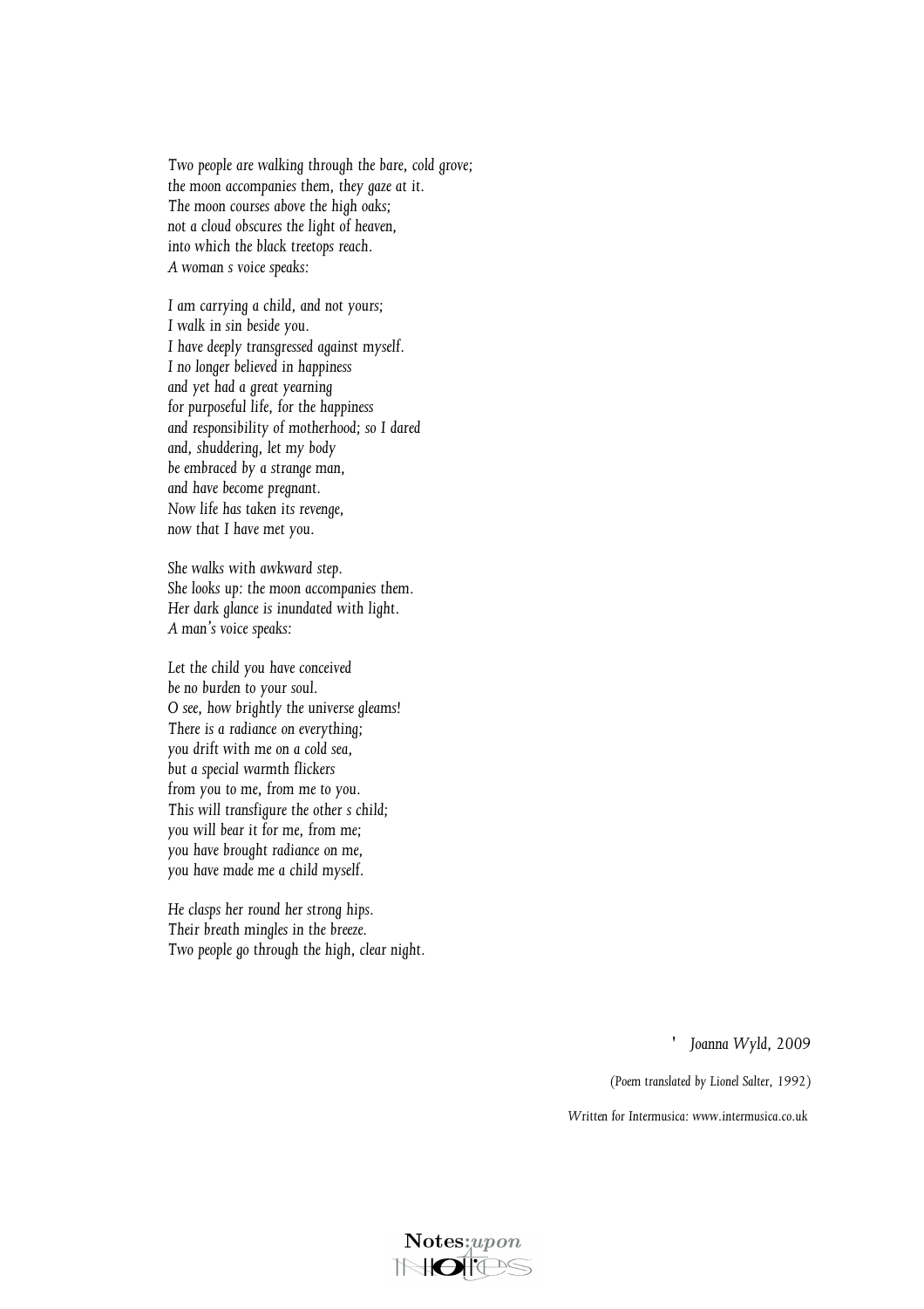*Two people are walking through the bare, cold grove;*
*the moon accompanies them, they gaze at it.*
*The moon courses above the high oaks;*
*not a cloud obscures the light of heaven,*
*into which the black treetops reach.*
*A woman s voice speaks:*

*I am carrying a child, and not yours;*
*I walk in sin beside you.*
*I have deeply transgressed against myself.*
*I no longer believed in happiness*
*and yet had a great yearning*
*for purposeful life, for the happiness*
*and responsibility of motherhood; so I dared*
*and, shuddering, let my body*
*be embraced by a strange man,*
*and have become pregnant.*
*Now life has taken its revenge,*
*now that I have met you.*

*She walks with awkward step.*
*She looks up: the moon accompanies them.*
*Her dark glance is inundated with light.*
*A man's voice speaks:*

*Let the child you have conceived*
*be no burden to your soul.*
*O see, how brightly the universe gleams!*
*There is a radiance on everything;*
*you drift with me on a cold sea,*
*but a special warmth flickers*
*from you to me, from me to you.*
*This will transfigure the other s child;*
*you will bear it for me, from me;*
*you have brought radiance on me,*
*you have made me a child myself.*

*He clasps her round her strong hips.*
*Their breath mingles in the breeze.*
*Two people go through the high, clear night.*

' *Joanna Wyld, 2009*

*(Poem translated by Lionel Salter, 1992)*

*Written for Intermusica: www.intermusica.co.uk*

**Notes**:*upon* NOTES